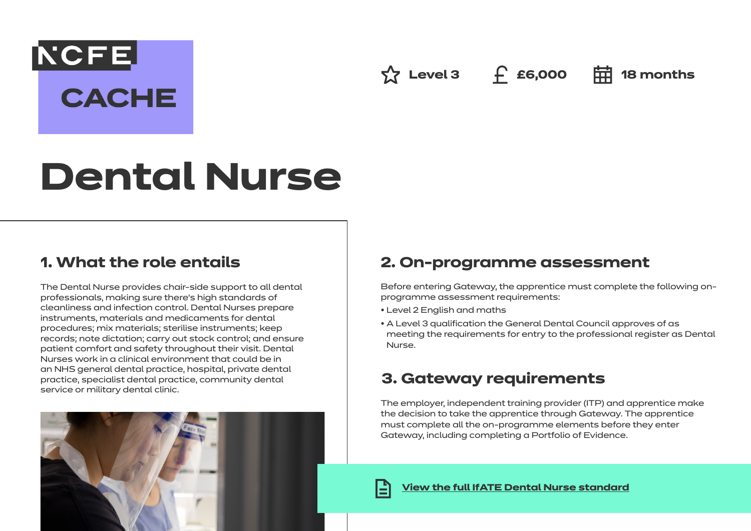NCFE CACHE

Level 3 | £6,000 | 18 months

# Dental Nurse

## 1. What the role entails

The Dental Nurse provides chair-side support to all dental professionals, making sure there's high standards of cleanliness and infection control. Dental Nurses prepare instruments, materials and medicaments for dental procedures; mix materials; sterilise instruments; keep records; note dictation; carry out stock control; and ensure patient comfort and safety throughout their visit. Dental Nurses work in a clinical environment that could be in an NHS general dental practice, hospital, private dental practice, specialist dental practice, community dental service or military dental clinic.

## 2. On-programme assessment

Before entering Gateway, the apprentice must complete the following on-programme assessment requirements:

- Level 2 English and maths
- A Level 3 qualification the General Dental Council approves of as meeting the requirements for entry to the professional register as Dental Nurse.

## 3. Gateway requirements

The employer, independent training provider (ITP) and apprentice make the decision to take the apprentice through Gateway. The apprentice must complete all the on-programme elements before they enter Gateway, including completing a Portfolio of Evidence.

View the full IfATE Dental Nurse standard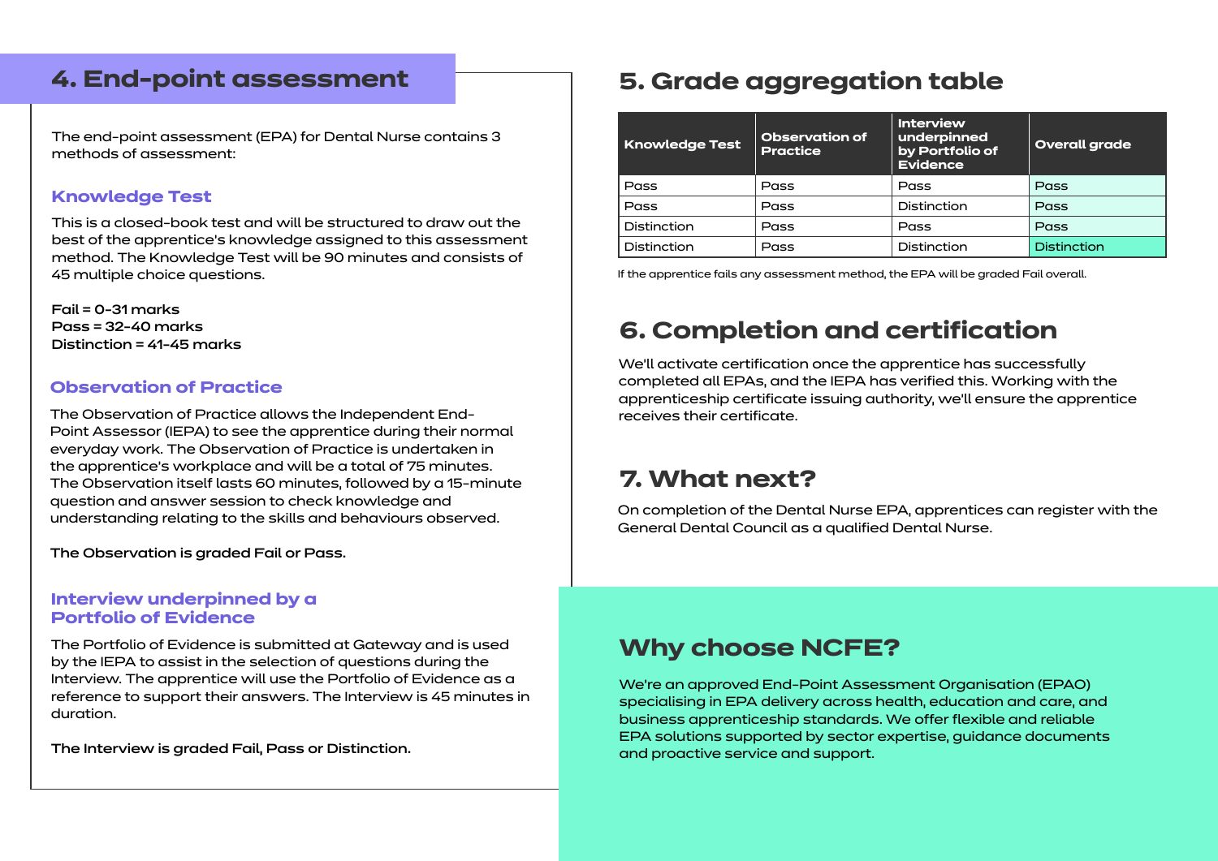## 4. End-point assessment

The end-point assessment (EPA) for Dental Nurse contains 3 methods of assessment:

### Knowledge Test

This is a closed-book test and will be structured to draw out the best of the apprentice's knowledge assigned to this assessment method. The Knowledge Test will be 90 minutes and consists of 45 multiple choice questions.

Fail = 0-31 marks
Pass = 32-40 marks
Distinction = 41-45 marks

### Observation of Practice

The Observation of Practice allows the Independent End-Point Assessor (IEPA) to see the apprentice during their normal everyday work. The Observation of Practice is undertaken in the apprentice's workplace and will be a total of 75 minutes. The Observation itself lasts 60 minutes, followed by a 15-minute question and answer session to check knowledge and understanding relating to the skills and behaviours observed.

**The Observation is graded Fail or Pass.**

### Interview underpinned by a Portfolio of Evidence

The Portfolio of Evidence is submitted at Gateway and is used by the IEPA to assist in the selection of questions during the Interview. The apprentice will use the Portfolio of Evidence as a reference to support their answers. The Interview is 45 minutes in duration.

**The Interview is graded Fail, Pass or Distinction.**

## 5. Grade aggregation table

| Knowledge Test | Observation of Practice | Interview underpinned by Portfolio of Evidence | Overall grade |
|---|---|---|---|
| Pass | Pass | Pass | Pass |
| Pass | Pass | Distinction | Pass |
| Distinction | Pass | Pass | Pass |
| Distinction | Pass | Distinction | Distinction |

If the apprentice fails any assessment method, the EPA will be graded Fail overall.

## 6. Completion and certification

We'll activate certification once the apprentice has successfully completed all EPAs, and the IEPA has verified this. Working with the apprenticeship certificate issuing authority, we'll ensure the apprentice receives their certificate.

## 7. What next?

On completion of the Dental Nurse EPA, apprentices can register with the General Dental Council as a qualified Dental Nurse.

## Why choose NCFE?

We're an approved End-Point Assessment Organisation (EPAO) specialising in EPA delivery across health, education and care, and business apprenticeship standards. We offer flexible and reliable EPA solutions supported by sector expertise, guidance documents and proactive service and support.